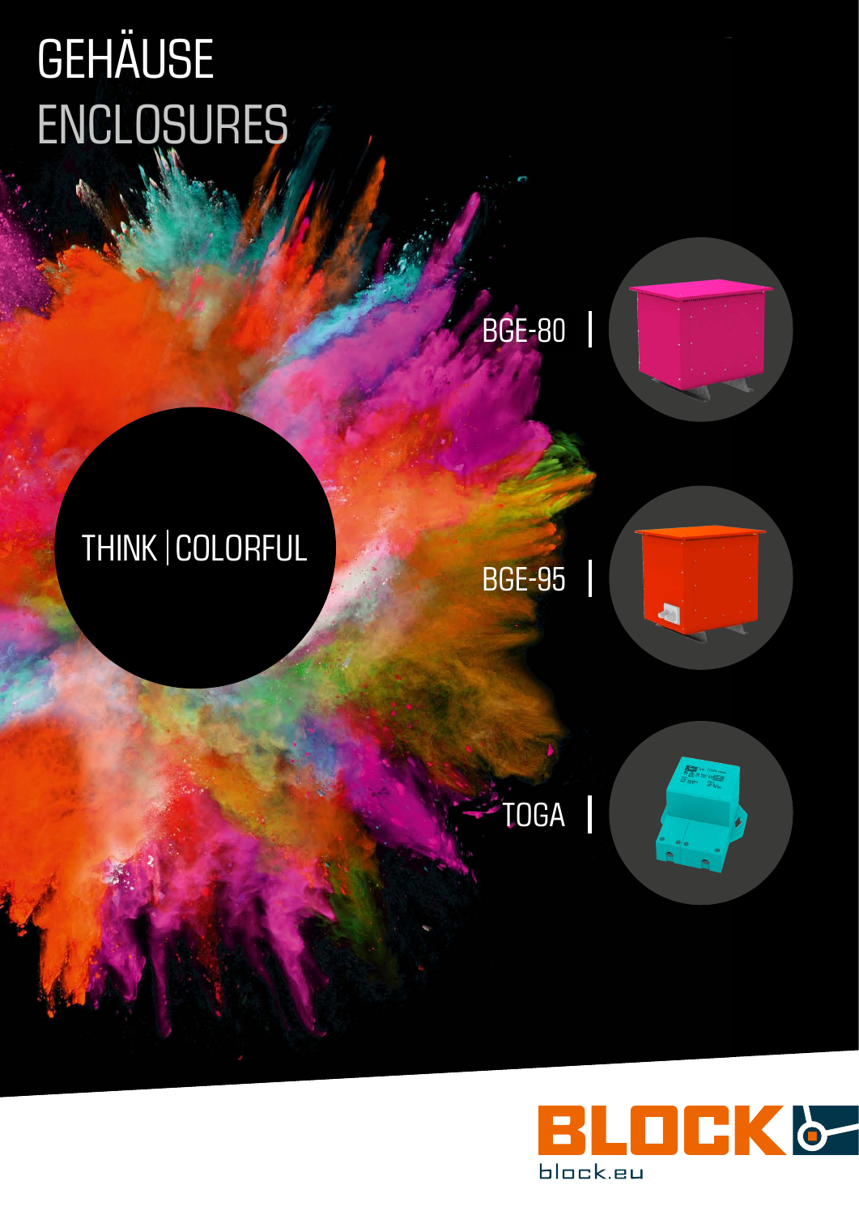# GEHÄUSE
# ENCLOSURES

THINK | COLORFUL

BGE-80

BGE-95

TOGA

BLOCK

block.eu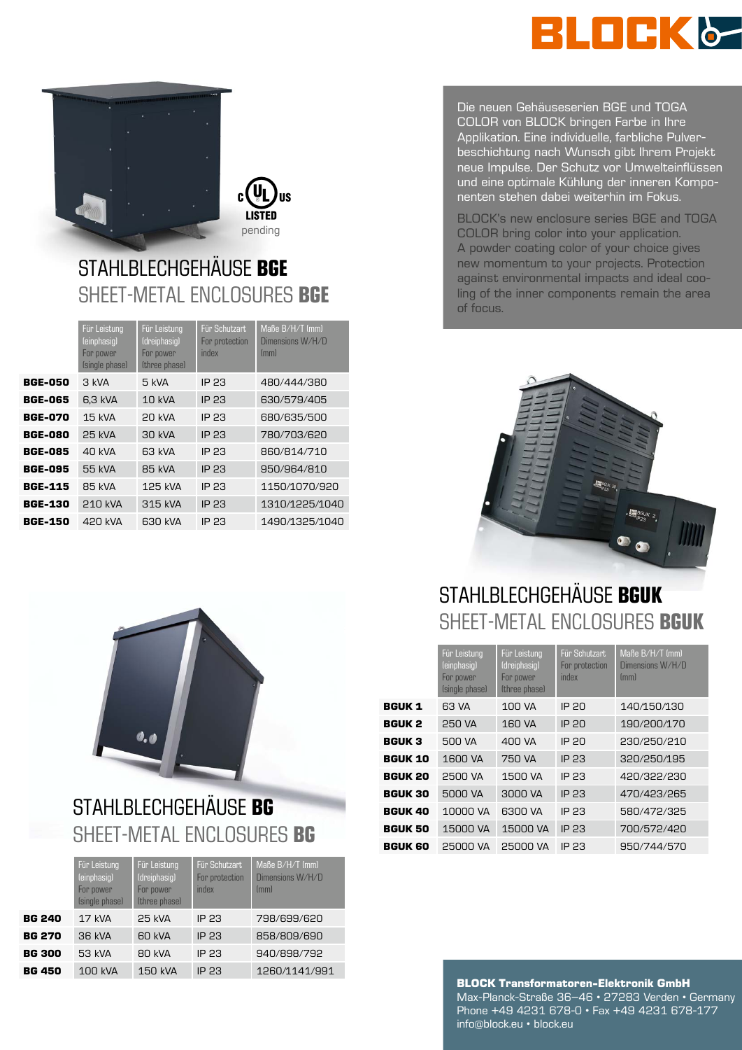BLOCK

c UL US LISTED pending

## STAHLBLECHGEHÄUSE **BGE**
## SHEET-METAL ENCLOSURES **BGE**

| | Für Leistung (einphasig) For power (single phase) | Für Leistung (dreiphasig) For power (three phase) | Für Schutzart For protection index | Maße B/H/T (mm) Dimensions W/H/D (mm) |
|---|---|---|---|---|
| **BGE-050** | 3 kVA | 5 kVA | IP 23 | 480/444/380 |
| **BGE-065** | 6,3 kVA | 10 kVA | IP 23 | 630/579/405 |
| **BGE-070** | 15 kVA | 20 kVA | IP 23 | 680/635/500 |
| **BGE-080** | 25 kVA | 30 kVA | IP 23 | 780/703/620 |
| **BGE-085** | 40 kVA | 63 kVA | IP 23 | 860/814/710 |
| **BGE-095** | 55 kVA | 85 kVA | IP 23 | 950/964/810 |
| **BGE-115** | 85 kVA | 125 kVA | IP 23 | 1150/1070/920 |
| **BGE-130** | 210 kVA | 315 kVA | IP 23 | 1310/1225/1040 |
| **BGE-150** | 420 kVA | 630 kVA | IP 23 | 1490/1325/1040 |

Die neuen Gehäuseserien BGE und TOGA COLOR von BLOCK bringen Farbe in Ihre Applikation. Eine individuelle, farbliche Pulverbeschichtung nach Wunsch gibt Ihrem Projekt neue Impulse. Der Schutz vor Umwelteinflüssen und eine optimale Kühlung der inneren Komponenten stehen dabei weiterhin im Fokus.

BLOCK's new enclosure series BGE and TOGA COLOR bring color into your application. A powder coating color of your choice gives new momentum to your projects. Protection against environmental impacts and ideal cooling of the inner components remain the area of focus.

## STAHLBLECHGEHÄUSE **BGUK**
## SHEET-METAL ENCLOSURES **BGUK**

| | Für Leistung (einphasig) For power (single phase) | Für Leistung (dreiphasig) For power (three phase) | Für Schutzart For protection index | Maße B/H/T (mm) Dimensions W/H/D (mm) |
|---|---|---|---|---|
| **BGUK 1** | 63 VA | 100 VA | IP 20 | 140/150/130 |
| **BGUK 2** | 250 VA | 160 VA | IP 20 | 190/200/170 |
| **BGUK 3** | 500 VA | 400 VA | IP 20 | 230/250/210 |
| **BGUK 10** | 1600 VA | 750 VA | IP 23 | 320/250/195 |
| **BGUK 20** | 2500 VA | 1500 VA | IP 23 | 420/322/230 |
| **BGUK 30** | 5000 VA | 3000 VA | IP 23 | 470/423/265 |
| **BGUK 40** | 10000 VA | 6300 VA | IP 23 | 580/472/325 |
| **BGUK 50** | 15000 VA | 15000 VA | IP 23 | 700/572/420 |
| **BGUK 60** | 25000 VA | 25000 VA | IP 23 | 950/744/570 |

## STAHLBLECHGEHÄUSE **BG**
## SHEET-METAL ENCLOSURES **BG**

| | Für Leistung (einphasig) For power (single phase) | Für Leistung (dreiphasig) For power (three phase) | Für Schutzart For protection index | Maße B/H/T (mm) Dimensions W/H/D (mm) |
|---|---|---|---|---|
| **BG 240** | 17 kVA | 25 kVA | IP 23 | 798/699/620 |
| **BG 270** | 36 kVA | 60 kVA | IP 23 | 858/809/690 |
| **BG 300** | 53 kVA | 80 kVA | IP 23 | 940/898/792 |
| **BG 450** | 100 kVA | 150 kVA | IP 23 | 1260/1141/991 |

**BLOCK Transformatoren-Elektronik GmbH**
Max-Planck-Straße 36–46 • 27283 Verden • Germany
Phone +49 4231 678-0 • Fax +49 4231 678-177
info@block.eu • block.eu